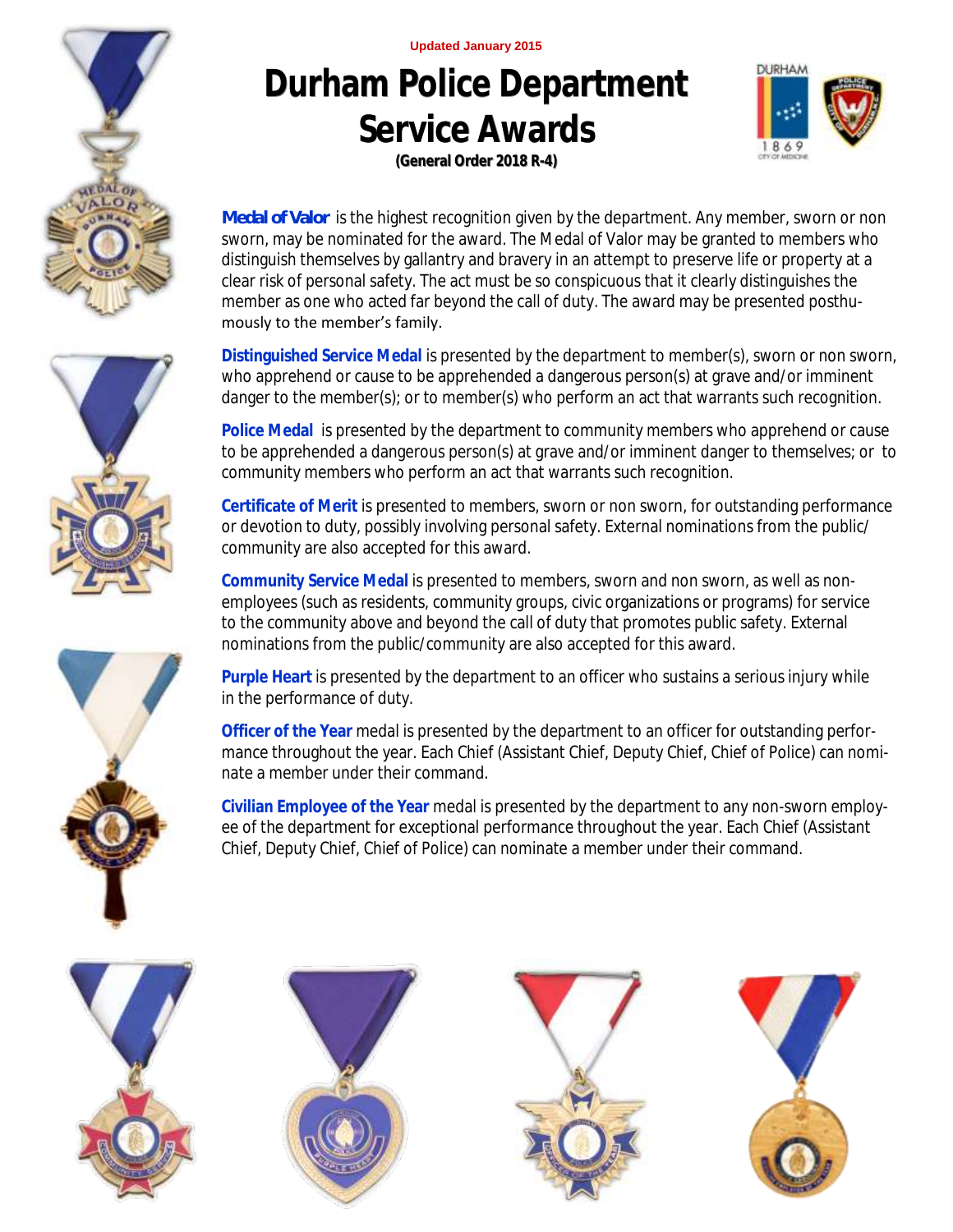Updated January 2015

# Durham Police Department Service Awards

**(General Order 2018 R-4)**

**Medal of Valor** is the highest recognition given by the department. Any member, sworn or non sworn, may be nominated for the award. The Medal of Valor may be granted to members who distinguish themselves by gallantry and bravery in an attempt to preserve life or property at a clear risk of personal safety. The act must be so conspicuous that it clearly distinguishes the member as one who acted far beyond the call of duty. The award may be presented posthumously to the member's family.

**Distinguished Service Medal** is presented by the department to member(s), sworn or non sworn, who apprehend or cause to be apprehended a dangerous person(s) at grave and/or imminent danger to the member(s); or to member(s) who perform an act that warrants such recognition.

**Police Medal** is presented by the department to community members who apprehend or cause to be apprehended a dangerous person(s) at grave and/or imminent danger to themselves; or to community members who perform an act that warrants such recognition.

**Certificate of Merit** is presented to members, sworn or non sworn, for outstanding performance or devotion to duty, possibly involving personal safety. External nominations from the public/community are also accepted for this award.

**Community Service Medal** is presented to members, sworn and non sworn, as well as non-employees (such as residents, community groups, civic organizations or programs) for service to the community above and beyond the call of duty that promotes public safety. External nominations from the public/community are also accepted for this award.

**Purple Heart** is presented by the department to an officer who sustains a serious injury while in the performance of duty.

**Officer of the Year** medal is presented by the department to an officer for outstanding performance throughout the year. Each Chief (Assistant Chief, Deputy Chief, Chief of Police) can nominate a member under their command.

**Civilian Employee of the Year** medal is presented by the department to any non-sworn employee of the department for exceptional performance throughout the year. Each Chief (Assistant Chief, Deputy Chief, Chief of Police) can nominate a member under their command.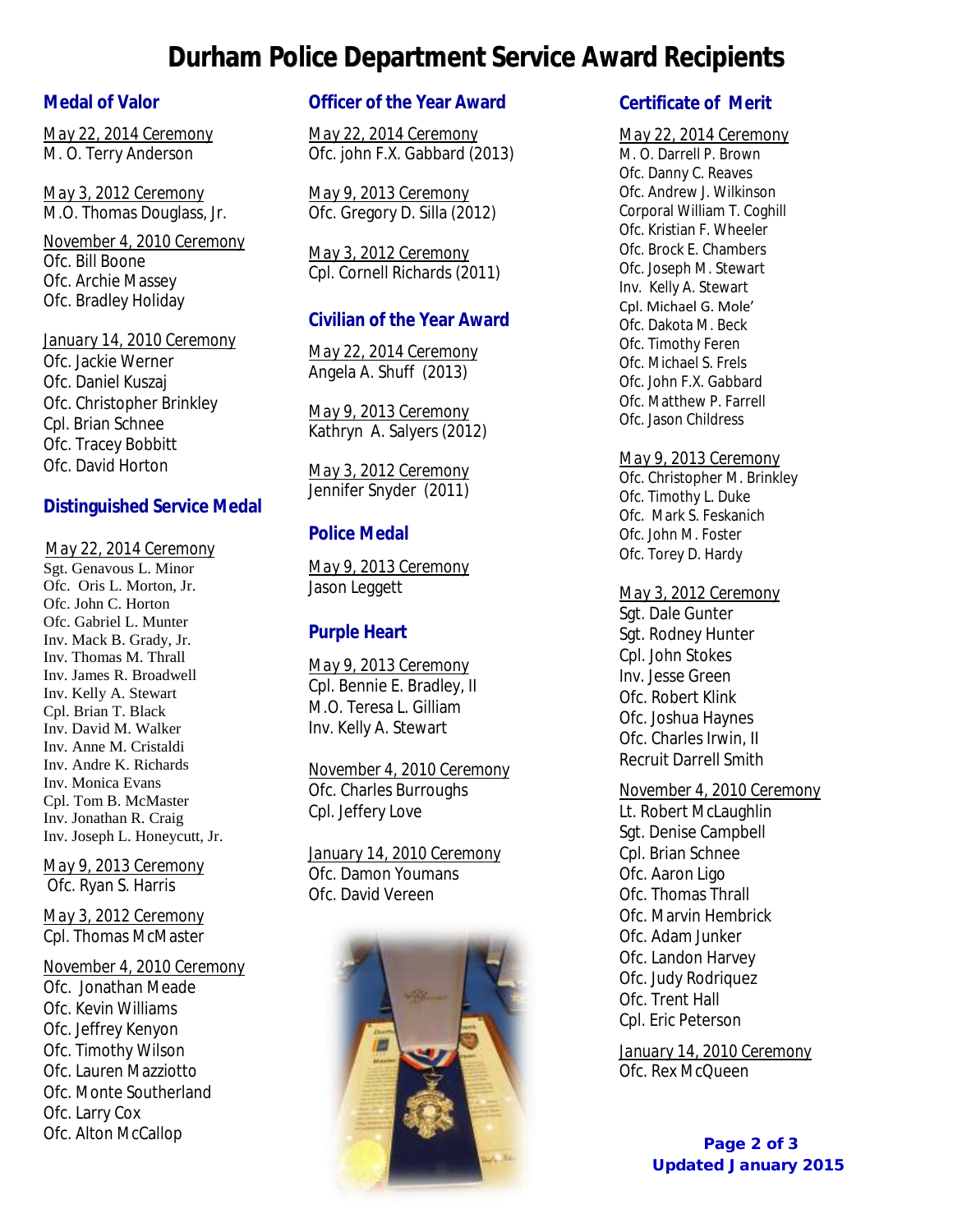# Durham Police Department Service Award Recipients

## Medal of Valor

May 22, 2014 Ceremony
M. O. Terry Anderson

May 3, 2012 Ceremony
M.O. Thomas Douglass, Jr.

November 4, 2010 Ceremony
Ofc. Bill Boone
Ofc. Archie Massey
Ofc. Bradley Holiday

January 14, 2010 Ceremony
Ofc. Jackie Werner
Ofc. Daniel Kuszaj
Ofc. Christopher Brinkley
Cpl. Brian Schnee
Ofc. Tracey Bobbitt
Ofc. David Horton

## Distinguished Service Medal

May 22, 2014 Ceremony
Sgt. Genavous L. Minor
Ofc. Oris L. Morton, Jr.
Ofc. John C. Horton
Ofc. Gabriel L. Munter
Inv. Mack B. Grady, Jr.
Inv. Thomas M. Thrall
Inv. James R. Broadwell
Inv. Kelly A. Stewart
Cpl. Brian T. Black
Inv. David M. Walker
Inv. Anne M. Cristaldi
Inv. Andre K. Richards
Inv. Monica Evans
Cpl. Tom B. McMaster
Inv. Jonathan R. Craig
Inv. Joseph L. Honeycutt, Jr.

May 9, 2013 Ceremony
Ofc. Ryan S. Harris

May 3, 2012 Ceremony
Cpl. Thomas McMaster

November 4, 2010 Ceremony
Ofc. Jonathan Meade
Ofc. Kevin Williams
Ofc. Jeffrey Kenyon
Ofc. Timothy Wilson
Ofc. Lauren Mazziotto
Ofc. Monte Southerland
Ofc. Larry Cox
Ofc. Alton McCallop

## Officer of the Year Award

May 22, 2014 Ceremony
Ofc. john F.X. Gabbard (2013)

May 9, 2013 Ceremony
Ofc. Gregory D. Silla (2012)

May 3, 2012 Ceremony
Cpl. Cornell Richards (2011)

## Civilian of the Year Award

May 22, 2014 Ceremony
Angela A. Shuff (2013)

May 9, 2013 Ceremony
Kathryn A. Salyers (2012)

May 3, 2012 Ceremony
Jennifer Snyder (2011)

## Police Medal

May 9, 2013 Ceremony
Jason Leggett

## Purple Heart

May 9, 2013 Ceremony
Cpl. Bennie E. Bradley, II
M.O. Teresa L. Gilliam
Inv. Kelly A. Stewart

November 4, 2010 Ceremony
Ofc. Charles Burroughs
Cpl. Jeffery Love

January 14, 2010 Ceremony
Ofc. Damon Youmans
Ofc. David Vereen

## Certificate of Merit

May 22, 2014 Ceremony
M. O. Darrell P. Brown
Ofc. Danny C. Reaves
Ofc. Andrew J. Wilkinson
Corporal William T. Coghill
Ofc. Kristian F. Wheeler
Ofc. Brock E. Chambers
Ofc. Joseph M. Stewart
Inv. Kelly A. Stewart
Cpl. Michael G. Mole'
Ofc. Dakota M. Beck
Ofc. Timothy Feren
Ofc. Michael S. Frels
Ofc. John F.X. Gabbard
Ofc. Matthew P. Farrell
Ofc. Jason Childress

May 9, 2013 Ceremony
Ofc. Christopher M. Brinkley
Ofc. Timothy L. Duke
Ofc. Mark S. Feskanich
Ofc. John M. Foster
Ofc. Torey D. Hardy

May 3, 2012 Ceremony
Sgt. Dale Gunter
Sgt. Rodney Hunter
Cpl. John Stokes
Inv. Jesse Green
Ofc. Robert Klink
Ofc. Joshua Haynes
Ofc. Charles Irwin, II
Recruit Darrell Smith

November 4, 2010 Ceremony
Lt. Robert McLaughlin
Sgt. Denise Campbell
Cpl. Brian Schnee
Ofc. Aaron Ligo
Ofc. Thomas Thrall
Ofc. Marvin Hembrick
Ofc. Adam Junker
Ofc. Landon Harvey
Ofc. Judy Rodriquez
Ofc. Trent Hall
Cpl. Eric Peterson

January 14, 2010 Ceremony
Ofc. Rex McQueen

**Updated January 2015**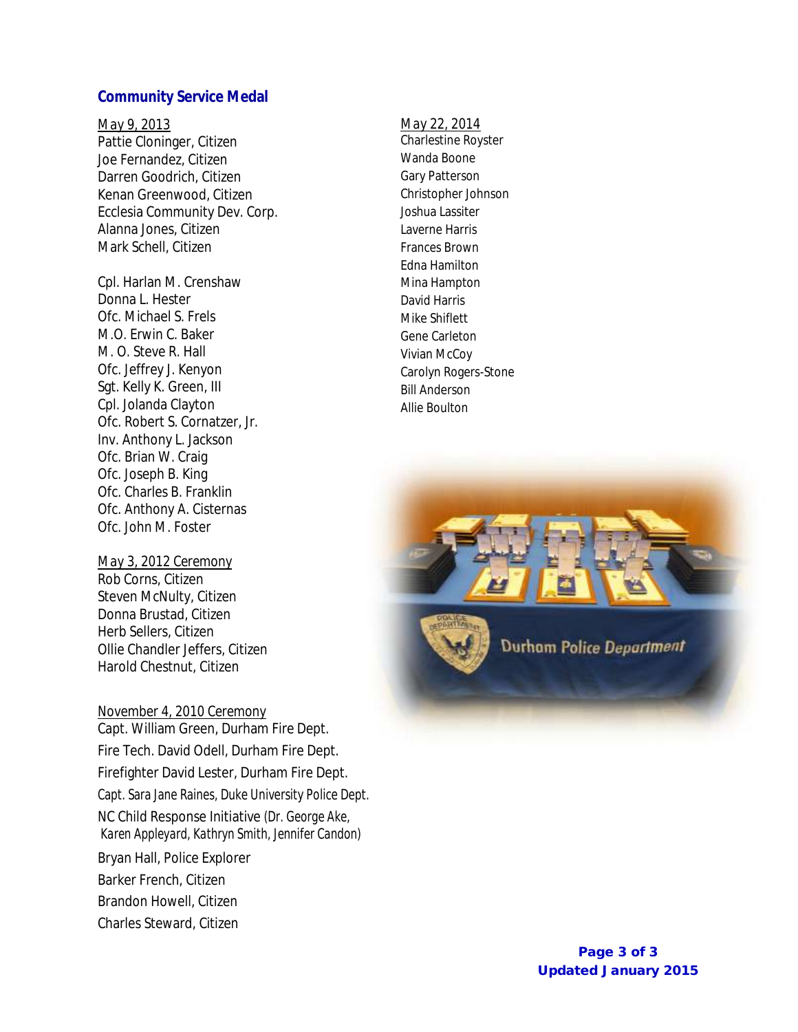## Community Service Medal

May 9, 2013

Pattie Cloninger, Citizen
Joe Fernandez, Citizen
Darren Goodrich, Citizen
Kenan Greenwood, Citizen
Ecclesia Community Dev. Corp.
Alanna Jones, Citizen
Mark Schell, Citizen

Cpl. Harlan M. Crenshaw
Donna L. Hester
Ofc. Michael S. Frels
M.O. Erwin C. Baker
M. O. Steve R. Hall
Ofc. Jeffrey J. Kenyon
Sgt. Kelly K. Green, III
Cpl. Jolanda Clayton
Ofc. Robert S. Cornatzer, Jr.
Inv. Anthony L. Jackson
Ofc. Brian W. Craig
Ofc. Joseph B. King
Ofc. Charles B. Franklin
Ofc. Anthony A. Cisternas
Ofc. John M. Foster

May 3, 2012 Ceremony

Rob Corns, Citizen
Steven McNulty, Citizen
Donna Brustad, Citizen
Herb Sellers, Citizen
Ollie Chandler Jeffers, Citizen
Harold Chestnut, Citizen

November 4, 2010 Ceremony

Capt. William Green, Durham Fire Dept.
Fire Tech. David Odell, Durham Fire Dept.
Firefighter David Lester, Durham Fire Dept.
Capt. Sara Jane Raines, Duke University Police Dept.
NC Child Response Initiative (Dr. George Ake, Karen Appleyard, Kathryn Smith, Jennifer Candon)
Bryan Hall, Police Explorer
Barker French, Citizen
Brandon Howell, Citizen
Charles Steward, Citizen

May 22, 2014

Charlestine Royster
Wanda Boone
Gary Patterson
Christopher Johnson
Joshua Lassiter
Laverne Harris
Frances Brown
Edna Hamilton
Mina Hampton
David Harris
Mike Shiflett
Gene Carleton
Vivian McCoy
Carolyn Rogers-Stone
Bill Anderson
Allie Boulton

Updated January 2015